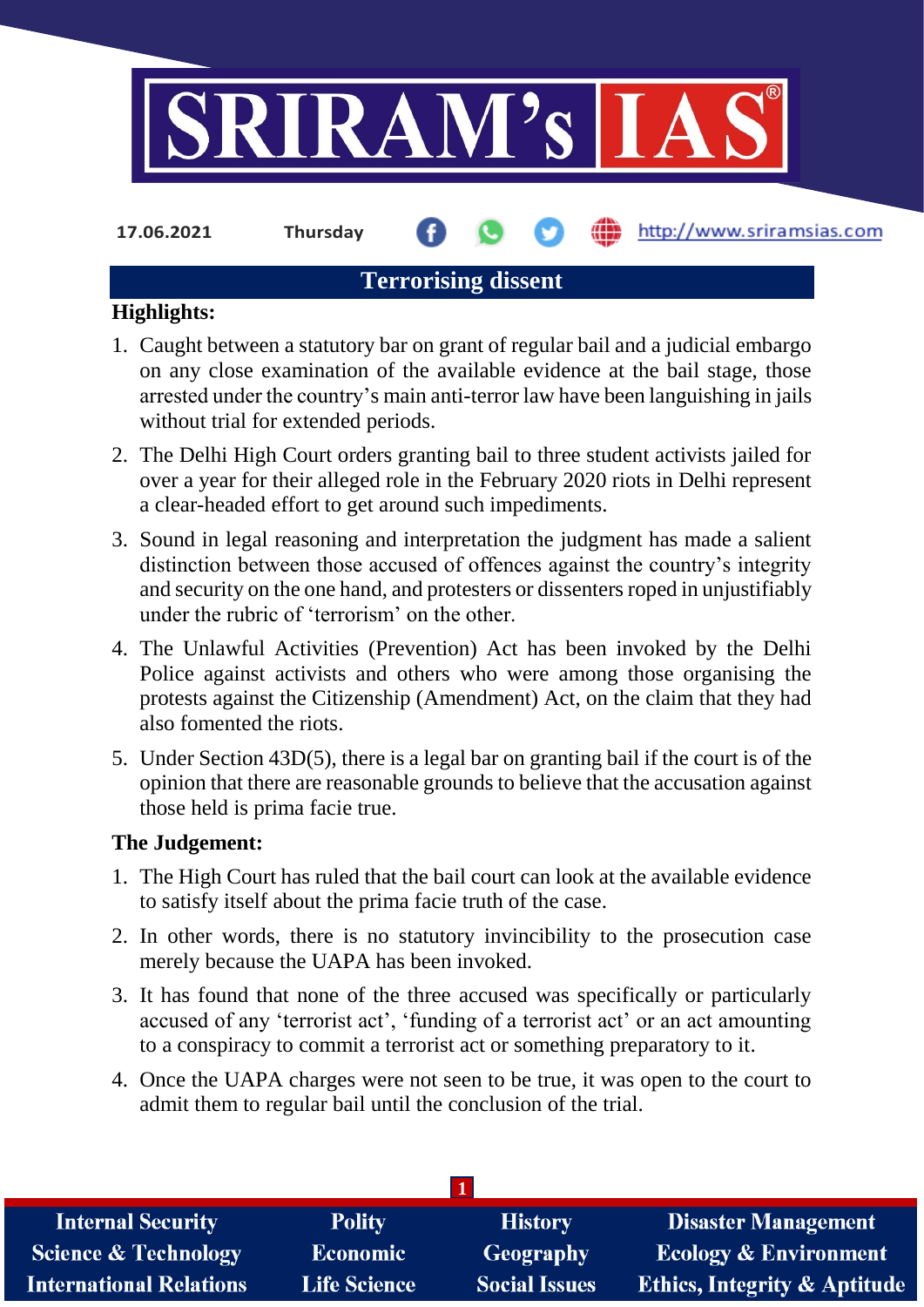17.06.2021 Thursday http://www.sriramsias.com

# Terrorising dissent

**Highlights:**

1. Caught between a statutory bar on grant of regular bail and a judicial embargo on any close examination of the available evidence at the bail stage, those arrested under the country's main anti-terror law have been languishing in jails without trial for extended periods.
2. The Delhi High Court orders granting bail to three student activists jailed for over a year for their alleged role in the February 2020 riots in Delhi represent a clear-headed effort to get around such impediments.
3. Sound in legal reasoning and interpretation the judgment has made a salient distinction between those accused of offences against the country's integrity and security on the one hand, and protesters or dissenters roped in unjustifiably under the rubric of 'terrorism' on the other.
4. The Unlawful Activities (Prevention) Act has been invoked by the Delhi Police against activists and others who were among those organising the protests against the Citizenship (Amendment) Act, on the claim that they had also fomented the riots.
5. Under Section 43D(5), there is a legal bar on granting bail if the court is of the opinion that there are reasonable grounds to believe that the accusation against those held is prima facie true.

**The Judgement:**

1. The High Court has ruled that the bail court can look at the available evidence to satisfy itself about the prima facie truth of the case.
2. In other words, there is no statutory invincibility to the prosecution case merely because the UAPA has been invoked.
3. It has found that none of the three accused was specifically or particularly accused of any 'terrorist act', 'funding of a terrorist act' or an act amounting to a conspiracy to commit a terrorist act or something preparatory to it.
4. Once the UAPA charges were not seen to be true, it was open to the court to admit them to regular bail until the conclusion of the trial.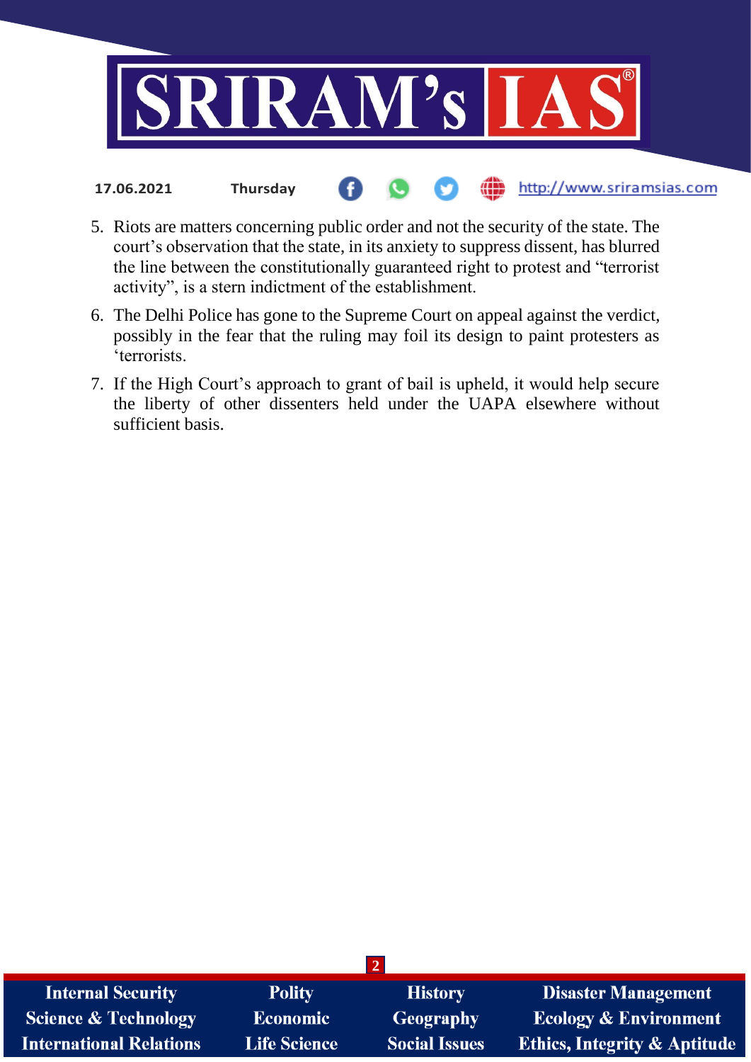5. Riots are matters concerning public order and not the security of the state. The court's observation that the state, in its anxiety to suppress dissent, has blurred the line between the constitutionally guaranteed right to protest and "terrorist activity", is a stern indictment of the establishment.
6. The Delhi Police has gone to the Supreme Court on appeal against the verdict, possibly in the fear that the ruling may foil its design to paint protesters as 'terrorists.
7. If the High Court's approach to grant of bail is upheld, it would help secure the liberty of other dissenters held under the UAPA elsewhere without sufficient basis.